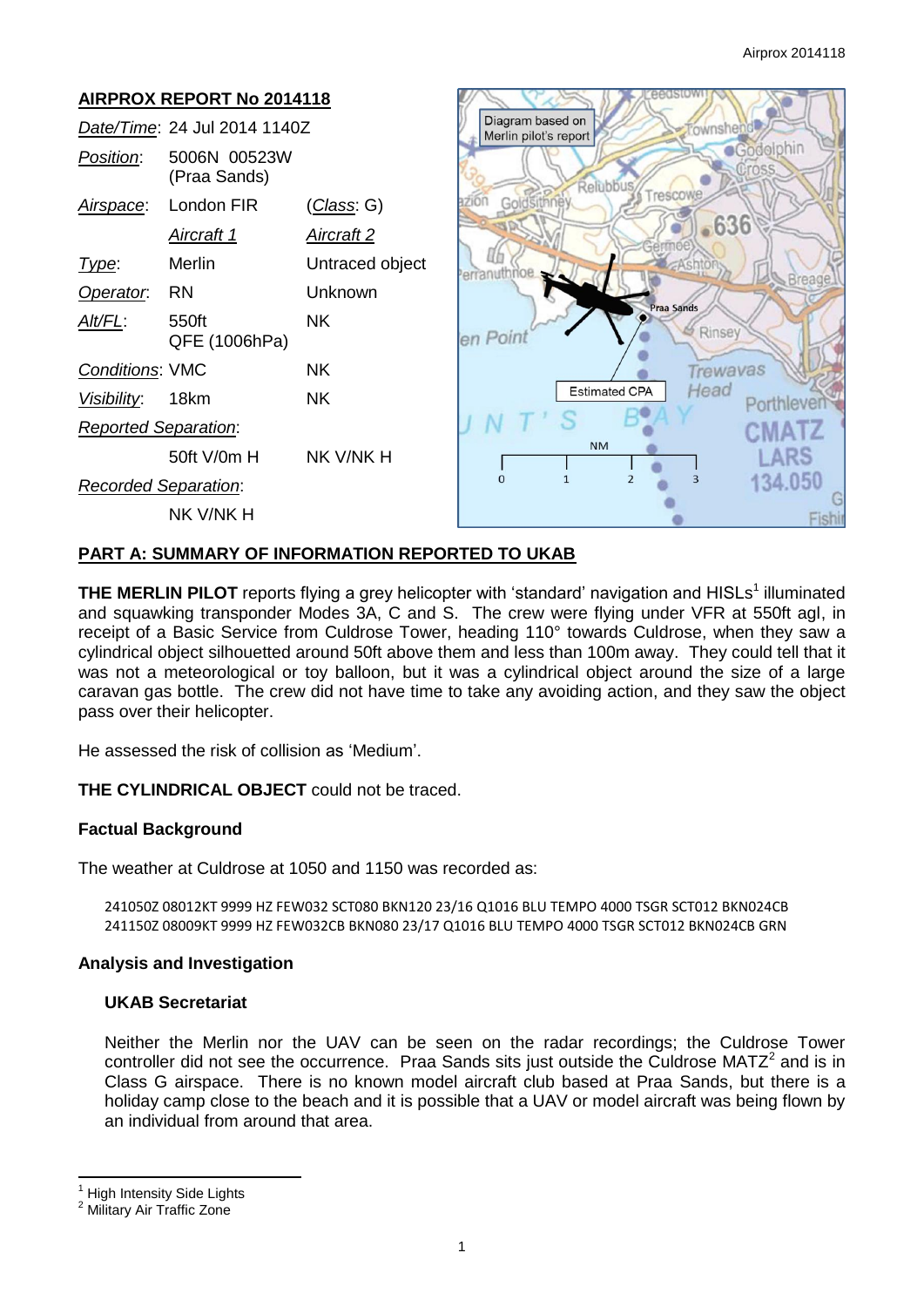## AIRPROX REPORT No 2014118

| | | |
|---|---|---|
| *Date/Time*: | 24 Jul 2014 1140Z | |
| *Position*: | 5006N 00523W (Praa Sands) | |
| *Airspace*: | London FIR | (*Class*: G) |
| | *Aircraft 1* | *Aircraft 2* |
| *Type*: | Merlin | Untraced object |
| *Operator*: | RN | Unknown |
| *Alt/FL*: | 550ft QFE (1006hPa) | NK |
| *Conditions*: | VMC | NK |
| *Visibility*: | 18km | NK |
| *Reported Separation*: | | |
| | 50ft V/0m H | NK V/NK H |
| *Recorded Separation*: | | |
| | NK V/NK H | |

## PART A: SUMMARY OF INFORMATION REPORTED TO UKAB

**THE MERLIN PILOT** reports flying a grey helicopter with 'standard' navigation and HISLs[1] illuminated and squawking transponder Modes 3A, C and S. The crew were flying under VFR at 550ft agl, in receipt of a Basic Service from Culdrose Tower, heading 110° towards Culdrose, when they saw a cylindrical object silhouetted around 50ft above them and less than 100m away. They could tell that it was not a meteorological or toy balloon, but it was a cylindrical object around the size of a large caravan gas bottle. The crew did not have time to take any avoiding action, and they saw the object pass over their helicopter.

He assessed the risk of collision as 'Medium'.

**THE CYLINDRICAL OBJECT** could not be traced.

### Factual Background

The weather at Culdrose at 1050 and 1150 was recorded as:

```
241050Z 08012KT 9999 HZ FEW032 SCT080 BKN120 23/16 Q1016 BLU TEMPO 4000 TSGR SCT012 BKN024CB
241150Z 08009KT 9999 HZ FEW032CB BKN080 23/17 Q1016 BLU TEMPO 4000 TSGR SCT012 BKN024CB GRN
```

### Analysis and Investigation

#### UKAB Secretariat

Neither the Merlin nor the UAV can be seen on the radar recordings; the Culdrose Tower controller did not see the occurrence. Praa Sands sits just outside the Culdrose MATZ[2] and is in Class G airspace. There is no known model aircraft club based at Praa Sands, but there is a holiday camp close to the beach and it is possible that a UAV or model aircraft was being flown by an individual from around that area.

[1] High Intensity Side Lights

[2] Military Air Traffic Zone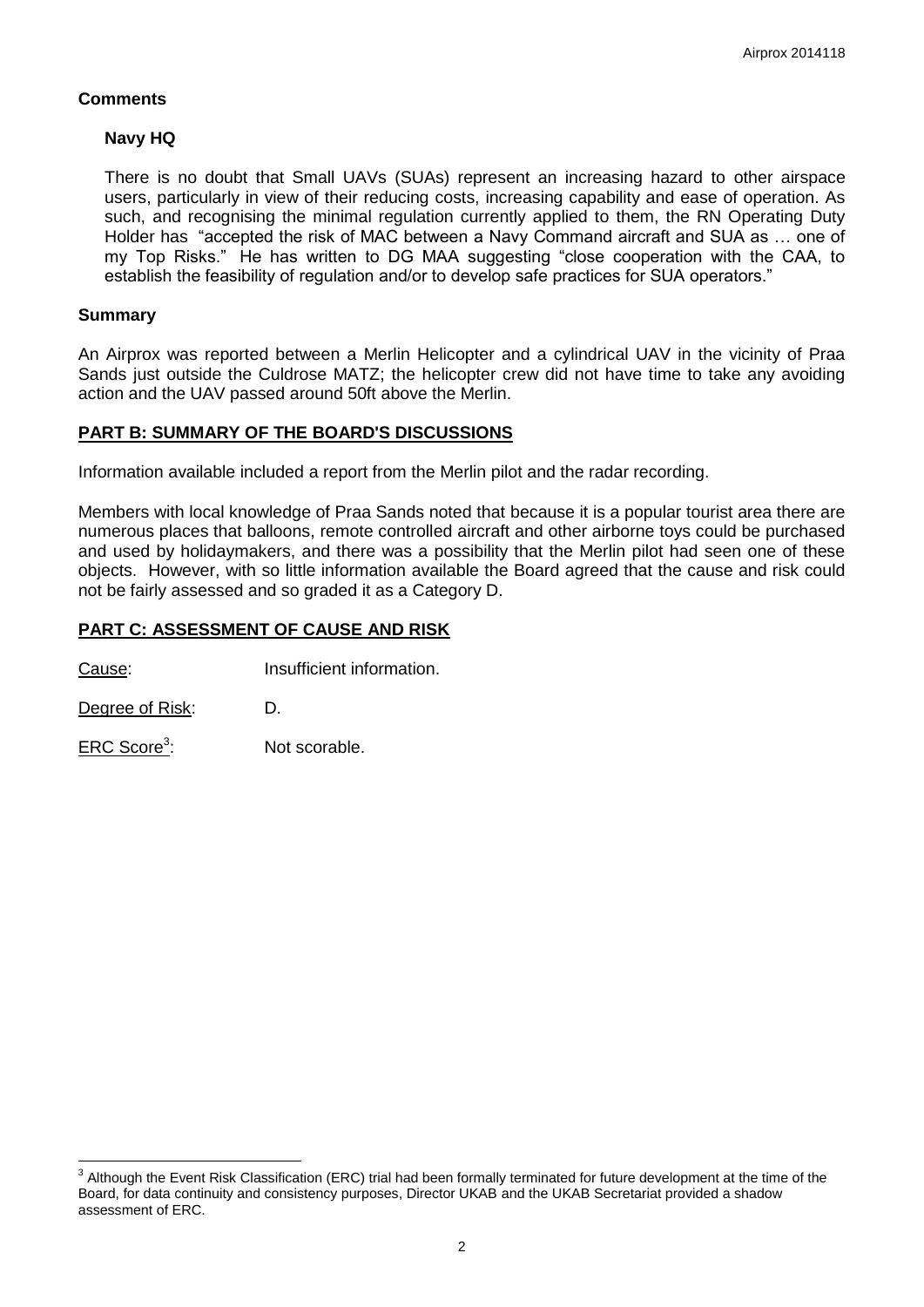## Comments

### Navy HQ

There is no doubt that Small UAVs (SUAs) represent an increasing hazard to other airspace users, particularly in view of their reducing costs, increasing capability and ease of operation. As such, and recognising the minimal regulation currently applied to them, the RN Operating Duty Holder has "accepted the risk of MAC between a Navy Command aircraft and SUA as … one of my Top Risks." He has written to DG MAA suggesting "close cooperation with the CAA, to establish the feasibility of regulation and/or to develop safe practices for SUA operators."

## Summary

An Airprox was reported between a Merlin Helicopter and a cylindrical UAV in the vicinity of Praa Sands just outside the Culdrose MATZ; the helicopter crew did not have time to take any avoiding action and the UAV passed around 50ft above the Merlin.

## PART B: SUMMARY OF THE BOARD'S DISCUSSIONS

Information available included a report from the Merlin pilot and the radar recording.

Members with local knowledge of Praa Sands noted that because it is a popular tourist area there are numerous places that balloons, remote controlled aircraft and other airborne toys could be purchased and used by holidaymakers, and there was a possibility that the Merlin pilot had seen one of these objects. However, with so little information available the Board agreed that the cause and risk could not be fairly assessed and so graded it as a Category D.

## PART C: ASSESSMENT OF CAUSE AND RISK

Cause: Insufficient information.

Degree of Risk: D.

ERC Score[3]: Not scorable.

[3] Although the Event Risk Classification (ERC) trial had been formally terminated for future development at the time of the Board, for data continuity and consistency purposes, Director UKAB and the UKAB Secretariat provided a shadow assessment of ERC.